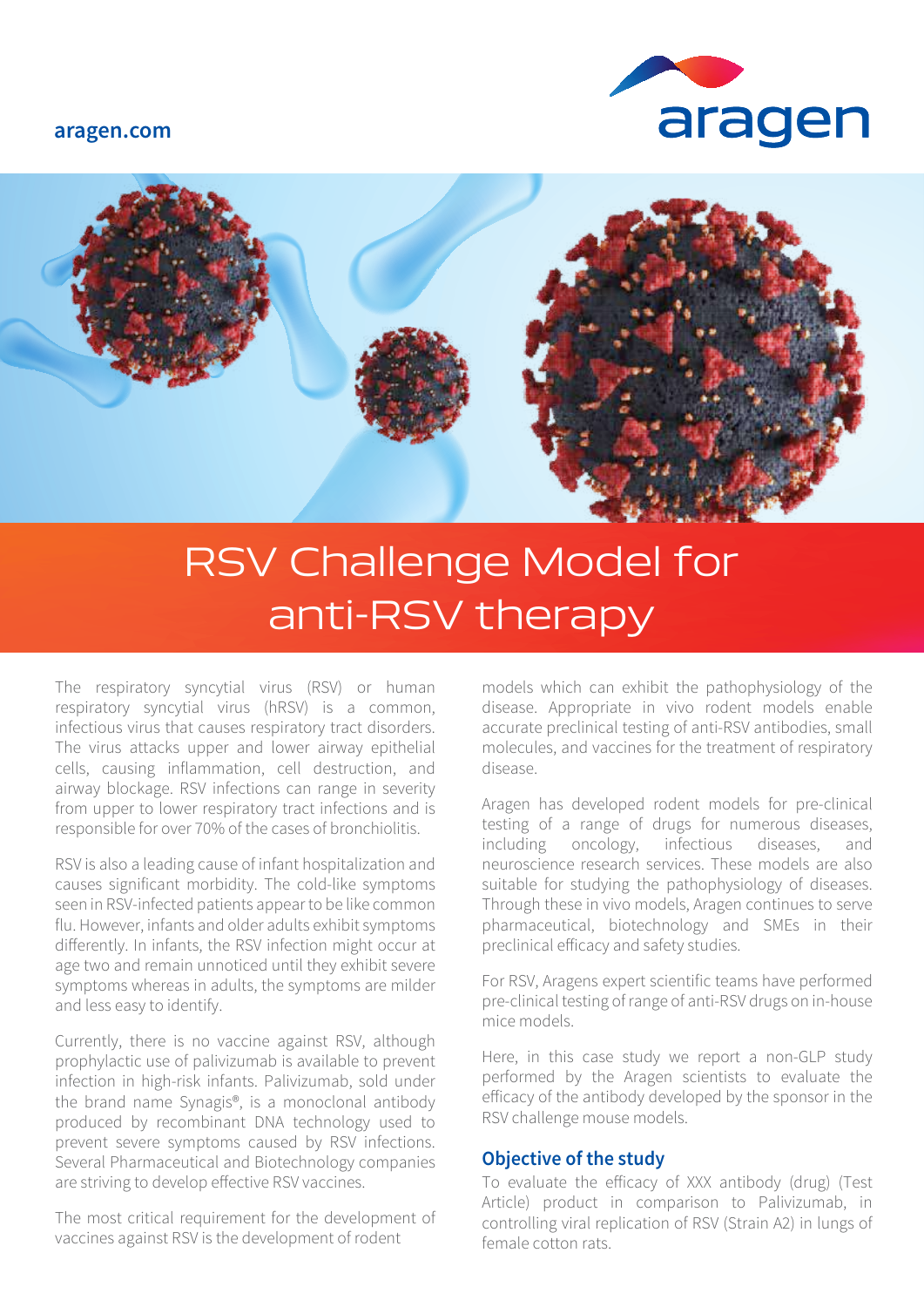aragen.com

# RSV Challenge Model for anti-RSV therapy

The respiratory syncytial virus (RSV) or human respiratory syncytial virus (hRSV) is a common, infectious virus that causes respiratory tract disorders. The virus attacks upper and lower airway epithelial cells, causing inflammation, cell destruction, and airway blockage. RSV infections can range in severity from upper to lower respiratory tract infections and is responsible for over 70% of the cases of bronchiolitis.

RSV is also a leading cause of infant hospitalization and causes significant morbidity. The cold-like symptoms seen in RSV-infected patients appear to be like common flu. However, infants and older adults exhibit symptoms differently. In infants, the RSV infection might occur at age two and remain unnoticed until they exhibit severe symptoms whereas in adults, the symptoms are milder and less easy to identify.

Currently, there is no vaccine against RSV, although prophylactic use of palivizumab is available to prevent infection in high-risk infants. Palivizumab, sold under the brand name Synagis®, is a monoclonal antibody produced by recombinant DNA technology used to prevent severe symptoms caused by RSV infections. Several Pharmaceutical and Biotechnology companies are striving to develop effective RSV vaccines.

The most critical requirement for the development of vaccines against RSV is the development of rodent models which can exhibit the pathophysiology of the disease. Appropriate in vivo rodent models enable accurate preclinical testing of anti-RSV antibodies, small molecules, and vaccines for the treatment of respiratory disease.

Aragen has developed rodent models for pre-clinical testing of a range of drugs for numerous diseases, including oncology, infectious diseases, and neuroscience research services. These models are also suitable for studying the pathophysiology of diseases. Through these in vivo models, Aragen continues to serve pharmaceutical, biotechnology and SMEs in their preclinical efficacy and safety studies.

For RSV, Aragens expert scientific teams have performed pre-clinical testing of range of anti-RSV drugs on in-house mice models.

Here, in this case study we report a non-GLP study performed by the Aragen scientists to evaluate the efficacy of the antibody developed by the sponsor in the RSV challenge mouse models.

## Objective of the study

To evaluate the efficacy of XXX antibody (drug) (Test Article) product in comparison to Palivizumab, in controlling viral replication of RSV (Strain A2) in lungs of female cotton rats.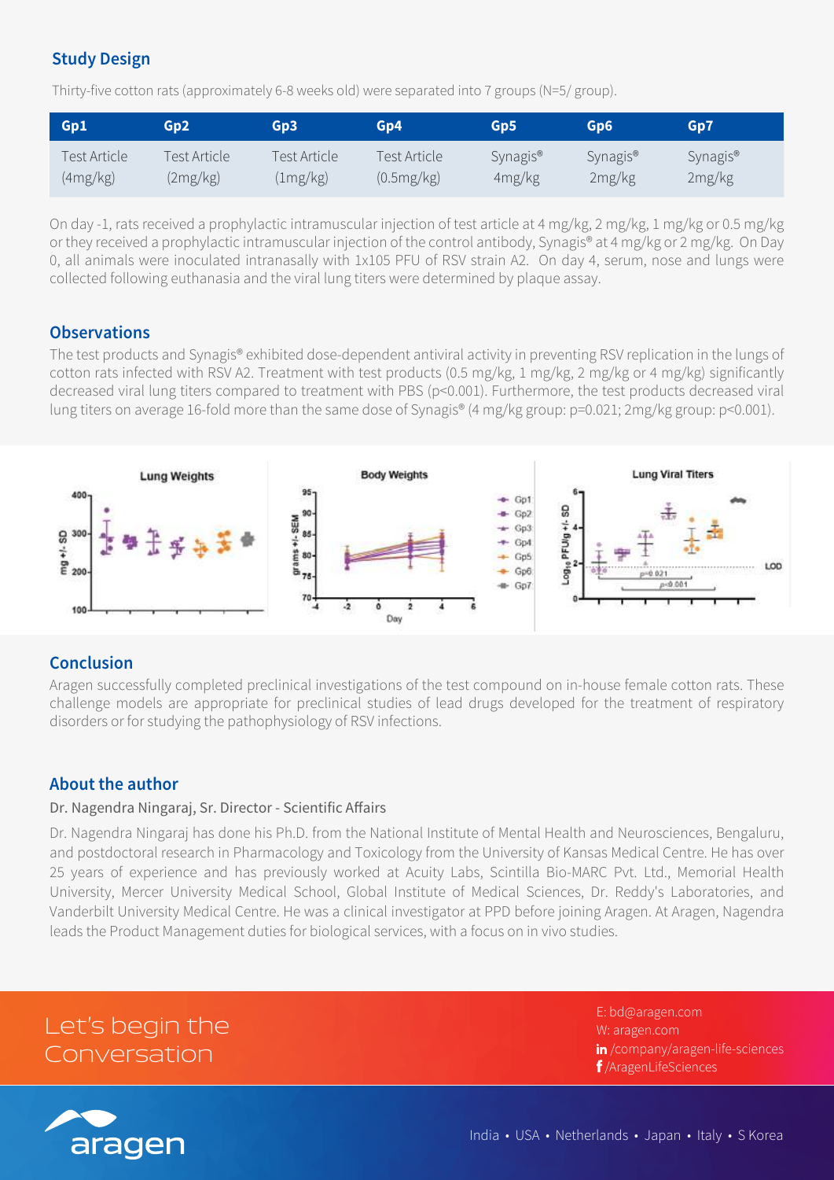## Study Design

Thirty-five cotton rats (approximately 6-8 weeks old) were separated into 7 groups (N=5/ group).

| Gp1 | Gp2 | Gp3 | Gp4 | Gp5 | Gp6 | Gp7 |
|---|---|---|---|---|---|---|
| Test Article (4mg/kg) | Test Article (2mg/kg) | Test Article (1mg/kg) | Test Article (0.5mg/kg) | Synagis® 4mg/kg | Synagis® 2mg/kg | Synagis® 2mg/kg |

On day -1, rats received a prophylactic intramuscular injection of test article at 4 mg/kg, 2 mg/kg, 1 mg/kg or 0.5 mg/kg or they received a prophylactic intramuscular injection of the control antibody, Synagis® at 4 mg/kg or 2 mg/kg. On Day 0, all animals were inoculated intranasally with 1x105 PFU of RSV strain A2. On day 4, serum, nose and lungs were collected following euthanasia and the viral lung titers were determined by plaque assay.

## Observations

The test products and Synagis® exhibited dose-dependent antiviral activity in preventing RSV replication in the lungs of cotton rats infected with RSV A2. Treatment with test products (0.5 mg/kg, 1 mg/kg, 2 mg/kg or 4 mg/kg) significantly decreased viral lung titers compared to treatment with PBS ($p<0.001$). Furthermore, the test products decreased viral lung titers on average 16-fold more than the same dose of Synagis® (4 mg/kg group: $p=0.021$; 2mg/kg group: $p<0.001$).

Lung Weights
mg +/- SD
400
300
200
100

Body Weights
grams +/- SEM
95
90
85
80
75
70
-4 -2 0 2 4 6
Day
Gp1
Gp2
Gp3
Gp4
Gp5
Gp6
Gp7

Lung Viral Titers
$Log_{10}$ PFU/g +/- SD
6
4
2
0
LOD
p=0.021
p<0.001

## Conclusion

Aragen successfully completed preclinical investigations of the test compound on in-house female cotton rats. These challenge models are appropriate for preclinical studies of lead drugs developed for the treatment of respiratory disorders or for studying the pathophysiology of RSV infections.

## About the author

Dr. Nagendra Ningaraj, Sr. Director - Scientific Affairs

Dr. Nagendra Ningaraj has done his Ph.D. from the National Institute of Mental Health and Neurosciences, Bengaluru, and postdoctoral research in Pharmacology and Toxicology from the University of Kansas Medical Centre. He has over 25 years of experience and has previously worked at Acuity Labs, Scintilla Bio-MARC Pvt. Ltd., Memorial Health University, Mercer University Medical School, Global Institute of Medical Sciences, Dr. Reddy's Laboratories, and Vanderbilt University Medical Centre. He was a clinical investigator at PPD before joining Aragen. At Aragen, Nagendra leads the Product Management duties for biological services, with a focus on in vivo studies.

Let's begin the Conversation

E: bd@aragen.com
W: aragen.com
in /company/aragen-life-sciences
f /AragenLifeSciences

aragen

India • USA • Netherlands • Japan • Italy • S Korea